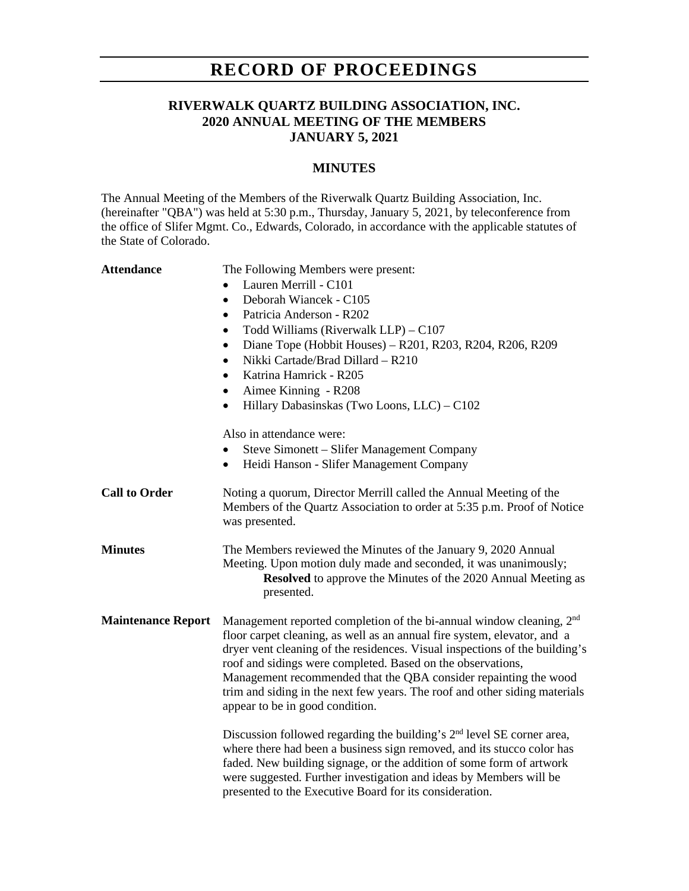# RECORD OF PROCEEDINGS

## RIVERWALK QUARTZ BUILDING ASSOCIATION, INC.
## 2020 ANNUAL MEETING OF THE MEMBERS
## JANUARY 5, 2021

### MINUTES

The Annual Meeting of the Members of the Riverwalk Quartz Building Association, Inc. (hereinafter "QBA") was held at 5:30 p.m., Thursday, January 5, 2021, by teleconference from the office of Slifer Mgmt. Co., Edwards, Colorado, in accordance with the applicable statutes of the State of Colorado.

**Attendance**

The Following Members were present:

- Lauren Merrill - C101
- Deborah Wiancek - C105
- Patricia Anderson - R202
- Todd Williams (Riverwalk LLP) – C107
- Diane Tope (Hobbit Houses) – R201, R203, R204, R206, R209
- Nikki Cartade/Brad Dillard – R210
- Katrina Hamrick - R205
- Aimee Kinning - R208
- Hillary Dabasinskas (Two Loons, LLC) – C102

Also in attendance were:

- Steve Simonett – Slifer Management Company
- Heidi Hanson - Slifer Management Company

**Call to Order**

Noting a quorum, Director Merrill called the Annual Meeting of the Members of the Quartz Association to order at 5:35 p.m. Proof of Notice was presented.

**Minutes**

The Members reviewed the Minutes of the January 9, 2020 Annual Meeting. Upon motion duly made and seconded, it was unanimously;

> **Resolved** to approve the Minutes of the 2020 Annual Meeting as presented.

**Maintenance Report**

Management reported completion of the bi-annual window cleaning, 2nd floor carpet cleaning, as well as an annual fire system, elevator, and a dryer vent cleaning of the residences. Visual inspections of the building's roof and sidings were completed. Based on the observations, Management recommended that the QBA consider repainting the wood trim and siding in the next few years. The roof and other siding materials appear to be in good condition.

Discussion followed regarding the building's 2nd level SE corner area, where there had been a business sign removed, and its stucco color has faded. New building signage, or the addition of some form of artwork were suggested. Further investigation and ideas by Members will be presented to the Executive Board for its consideration.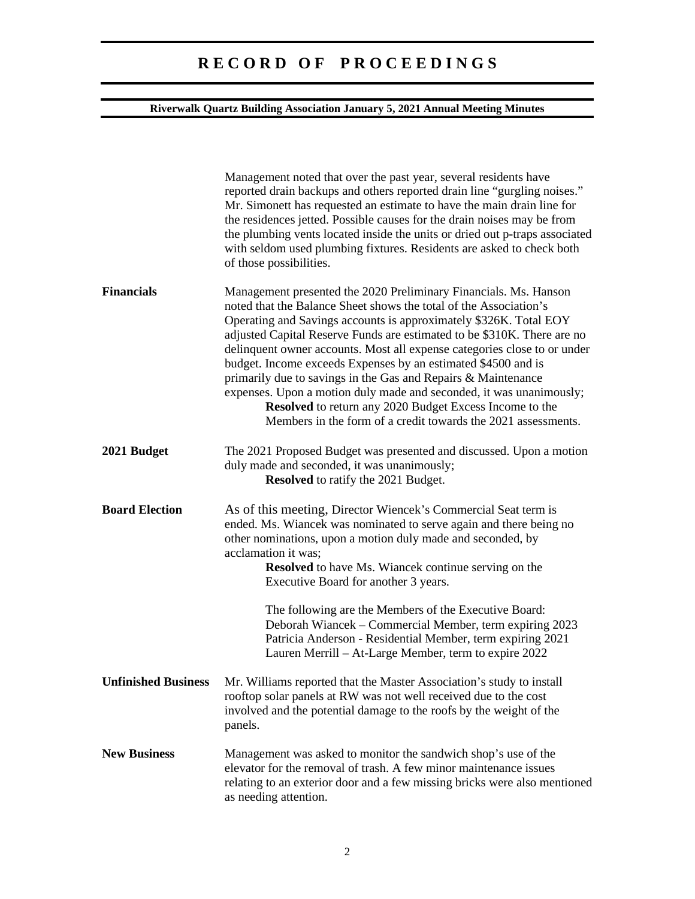Management noted that over the past year, several residents have reported drain backups and others reported drain line "gurgling noises." Mr. Simonett has requested an estimate to have the main drain line for the residences jetted. Possible causes for the drain noises may be from the plumbing vents located inside the units or dried out p-traps associated with seldom used plumbing fixtures. Residents are asked to check both of those possibilities.

**Financials**

Management presented the 2020 Preliminary Financials. Ms. Hanson noted that the Balance Sheet shows the total of the Association's Operating and Savings accounts is approximately $326K. Total EOY adjusted Capital Reserve Funds are estimated to be $310K. There are no delinquent owner accounts. Most all expense categories close to or under budget. Income exceeds Expenses by an estimated $4500 and is primarily due to savings in the Gas and Repairs & Maintenance expenses. Upon a motion duly made and seconded, it was unanimously;

> **Resolved** to return any 2020 Budget Excess Income to the Members in the form of a credit towards the 2021 assessments.

**2021 Budget**

The 2021 Proposed Budget was presented and discussed. Upon a motion duly made and seconded, it was unanimously;

> **Resolved** to ratify the 2021 Budget.

**Board Election**

As of this meeting, Director Wiencek's Commercial Seat term is ended. Ms. Wiancek was nominated to serve again and there being no other nominations, upon a motion duly made and seconded, by acclamation it was;

> **Resolved** to have Ms. Wiancek continue serving on the Executive Board for another 3 years.

The following are the Members of the Executive Board:

Deborah Wiancek – Commercial Member, term expiring 2023
Patricia Anderson - Residential Member, term expiring 2021
Lauren Merrill – At-Large Member, term to expire 2022

**Unfinished Business**

Mr. Williams reported that the Master Association's study to install rooftop solar panels at RW was not well received due to the cost involved and the potential damage to the roofs by the weight of the panels.

**New Business**

Management was asked to monitor the sandwich shop's use of the elevator for the removal of trash. A few minor maintenance issues relating to an exterior door and a few missing bricks were also mentioned as needing attention.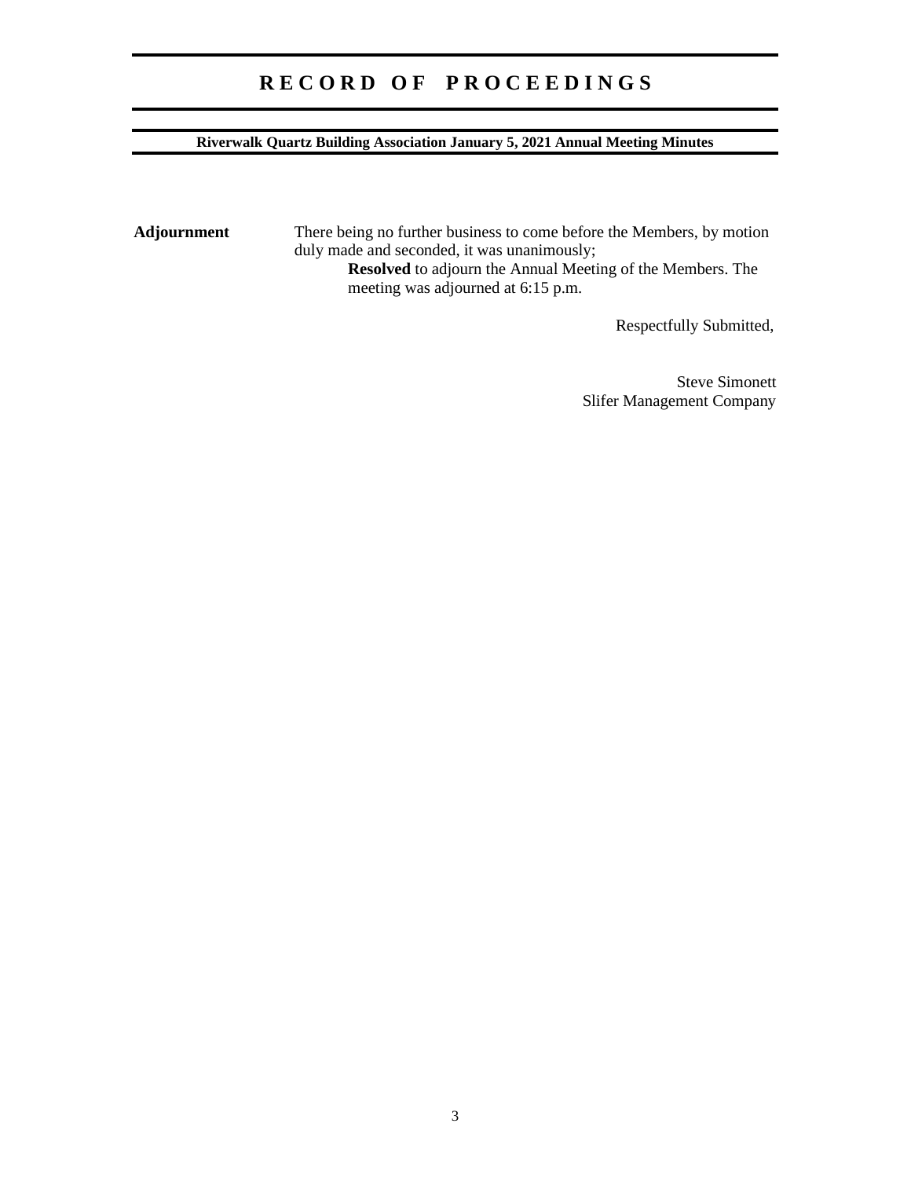# RECORD OF PROCEEDINGS

**Riverwalk Quartz Building Association January 5, 2021 Annual Meeting Minutes**

**Adjournment**

There being no further business to come before the Members, by motion duly made and seconded, it was unanimously;

**Resolved** to adjourn the Annual Meeting of the Members. The meeting was adjourned at 6:15 p.m.

Respectfully Submitted,

Steve Simonett
Slifer Management Company